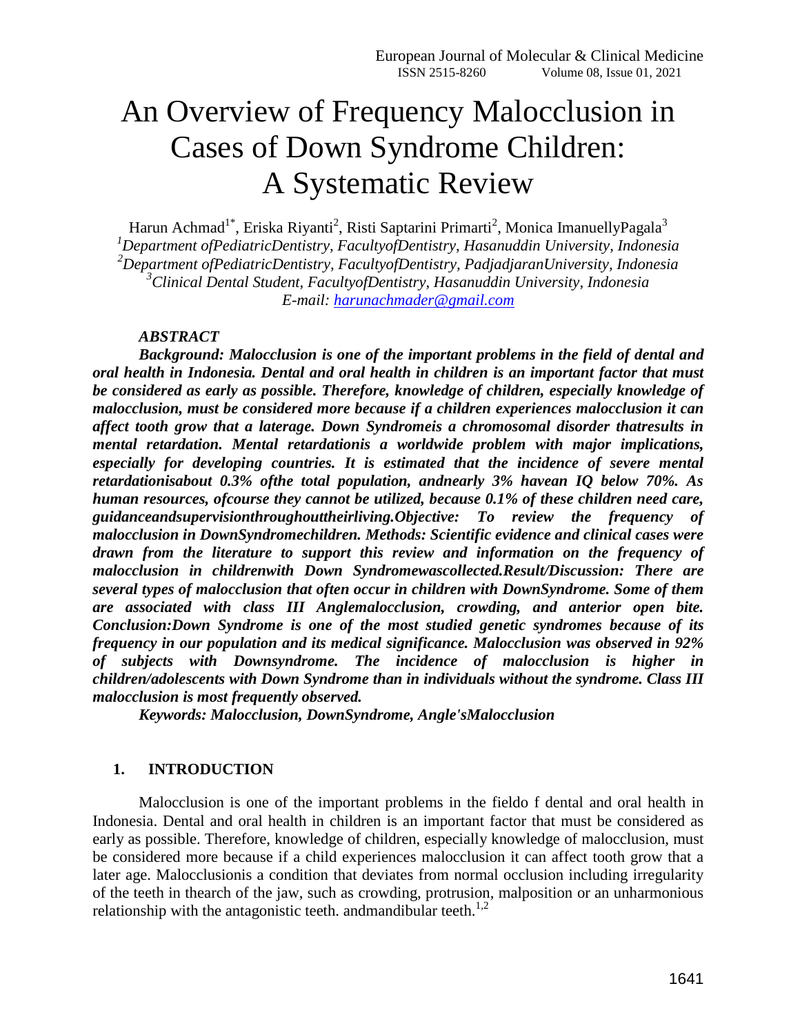// An Overview of Frequency Malocclusion in Cases of Down Syndrome Children: A Systematic Review

Harun Achmad[1*], Eriska Riyanti[2], Risti Saptarini Primarti[2], Monica ImanuellyPagala[3]

[1]*Department ofPediatricDentistry, FacultyofDentistry, Hasanuddin University, Indonesia*
[2]*Department ofPediatricDentistry, FacultyofDentistry, PadjadjaranUniversity, Indonesia*
[3]*Clinical Dental Student, FacultyofDentistry, Hasanuddin University, Indonesia*
*E-mail: harunachmader@gmail.com*

***ABSTRACT***

***Background: Malocclusion is one of the important problems in the field of dental and oral health in Indonesia. Dental and oral health in children is an important factor that must be considered as early as possible. Therefore, knowledge of children, especially knowledge of malocclusion, must be considered more because if a children experiences malocclusion it can affect tooth grow that a laterage. Down Syndromeis a chromosomal disorder thatresults in mental retardation. Mental retardationis a worldwide problem with major implications, especially for developing countries. It is estimated that the incidence of severe mental retardationisabout 0.3% ofthe total population, andnearly 3% havean IQ below 70%. As human resources, ofcourse they cannot be utilized, because 0.1% of these children need care, guidanceandsupervisionthroughouttheirliving.Objective: To review the frequency of malocclusion in DownSyndromechildren. Methods: Scientific evidence and clinical cases were drawn from the literature to support this review and information on the frequency of malocclusion in childrenwith Down Syndromewascollected.Result/Discussion: There are several types of malocclusion that often occur in children with DownSyndrome. Some of them are associated with class III Anglemalocclusion, crowding, and anterior open bite. Conclusion:Down Syndrome is one of the most studied genetic syndromes because of its frequency in our population and its medical significance. Malocclusion was observed in 92% of subjects with Downsyndrome. The incidence of malocclusion is higher in children/adolescents with Down Syndrome than in individuals without the syndrome. Class III malocclusion is most frequently observed.***

***Keywords: Malocclusion, DownSyndrome, Angle'sMalocclusion***

## 1. INTRODUCTION

Malocclusion is one of the important problems in the fieldo f dental and oral health in Indonesia. Dental and oral health in children is an important factor that must be considered as early as possible. Therefore, knowledge of children, especially knowledge of malocclusion, must be considered more because if a child experiences malocclusion it can affect tooth grow that a later age. Malocclusionis a condition that deviates from normal occlusion including irregularity of the teeth in thearch of the jaw, such as crowding, protrusion, malposition or an unharmonious relationship with the antagonistic teeth. andmandibular teeth.[1,2]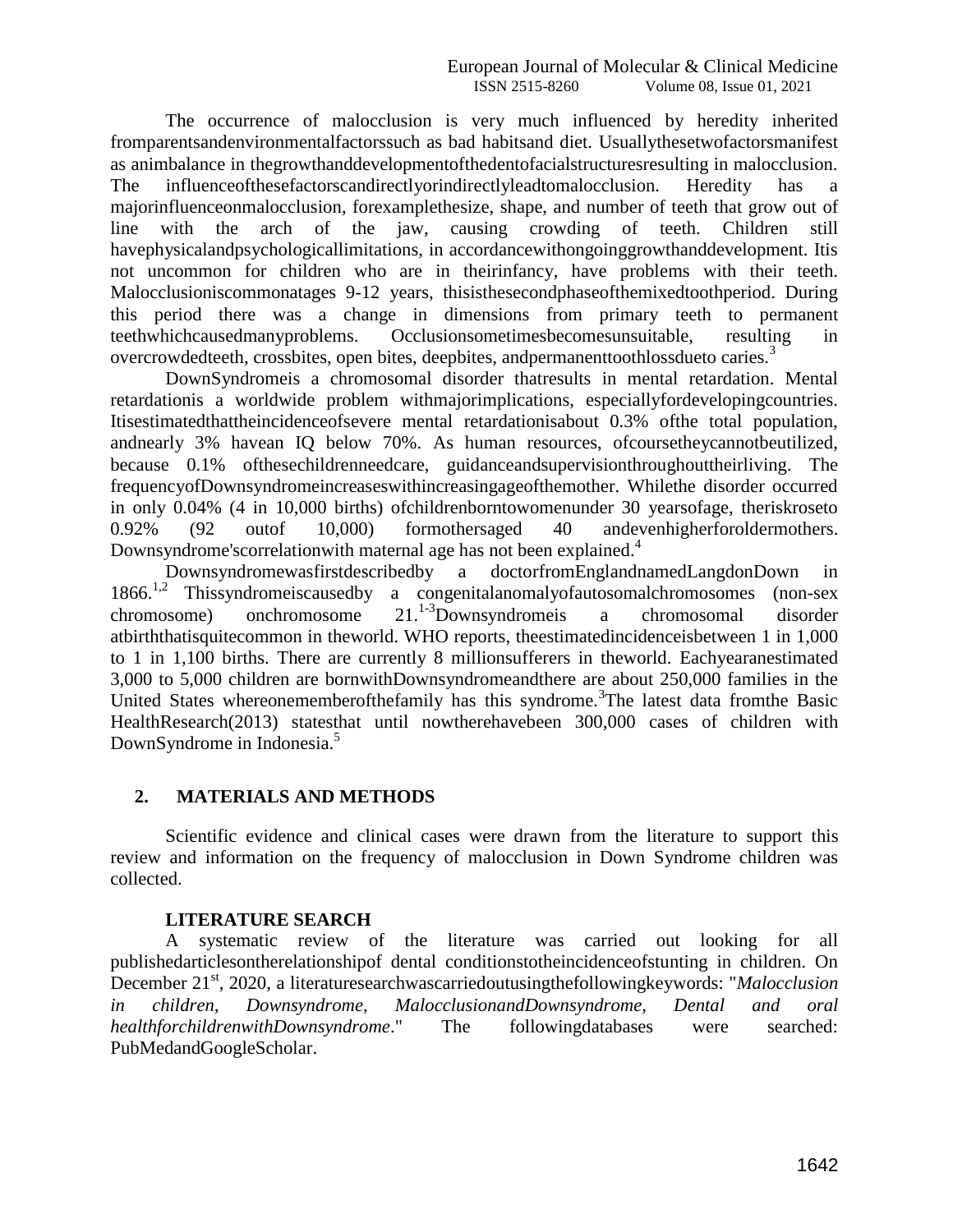The occurrence of malocclusion is very much influenced by heredity inherited fromparentsandenvironmentalfactorssuch as bad habitsand diet. Usuallythesetwofactorsmanifest as animbalance in thegrowthanddevelopmentofthedentofacialstructuresresulting in malocclusion. The influenceofthesefactorscandirectlyorindirectlyleadtomalocclusion. Heredity has a majorinfluenceonmalocclusion, forexamplethesize, shape, and number of teeth that grow out of line with the arch of the jaw, causing crowding of teeth. Children still havephysicalandpsychologicallimitations, in accordancewithongoinggrowthanddevelopment. Itis not uncommon for children who are in theirinfancy, have problems with their teeth. Malocclusioniscommonatages 9-12 years, thisisthesecondphaseofthemixedtoothperiod. During this period there was a change in dimensions from primary teeth to permanent teethwhichcausedmanyproblems. Occlusionsometimesbecomesunsuitable, resulting in overcrowdedteeth, crossbites, open bites, deepbites, andpermanenttoothlossdueto caries.[3]

DownSyndromeis a chromosomal disorder thatresults in mental retardation. Mental retardationis a worldwide problem withmajorimplications, especiallyfordevelopingcountries. Itisestimatedthattheincidenceofsevere mental retardationisabout 0.3% ofthe total population, andnearly 3% havean IQ below 70%. As human resources, ofcoursetheycannotbeutilized, because 0.1% ofthesechildrenneedcare, guidanceandsupervisionthroughouttheirliving. The frequencyofDownsyndromeincreaseswithincreasingageofthemother. Whilethe disorder occurred in only 0.04% (4 in 10,000 births) ofchildrenborntowomenunder 30 yearsofage, theriskroseto 0.92% (92 outof 10,000) formothersaged 40 andevenhigherforoldermothers. Downsyndrome'scorrelationwith maternal age has not been explained.[4]

Downsyndromewasfirstdescribedby a doctorfromEnglandnamedLangdonDown in 1866.[1,2] Thissyndromeiscausedby a congenitalanomalyofautosomalchromosomes (non-sex chromosome) onchromosome 21.[1-3]Downsyndromeis a chromosomal disorder atbirththatisquitecommon in theworld. WHO reports, theestimatedincidenceisbetween 1 in 1,000 to 1 in 1,100 births. There are currently 8 millionsufferers in theworld. Eachyearanestimated 3,000 to 5,000 children are bornwithDownsyndromeandthere are about 250,000 families in the United States whereonememberofthefamily has this syndrome.[3]The latest data fromthe Basic HealthResearch(2013) statesthat until nowtherehavebeen 300,000 cases of children with DownSyndrome in Indonesia.[5]

## 2. MATERIALS AND METHODS

Scientific evidence and clinical cases were drawn from the literature to support this review and information on the frequency of malocclusion in Down Syndrome children was collected.

### LITERATURE SEARCH

A systematic review of the literature was carried out looking for all publishedarticlesontherelationshipof dental conditionstotheincidenceofstunting in children. On December 21st, 2020, a literaturesearchwascarriedoutusingthefollowingkeywords: "*Malocclusion in children, Downsyndrome, MalocclusionandDownsyndrome, Dental and oral healthforchildrenwithDownsyndrome*." The followingdatabases were searched: PubMedandGoogleScholar.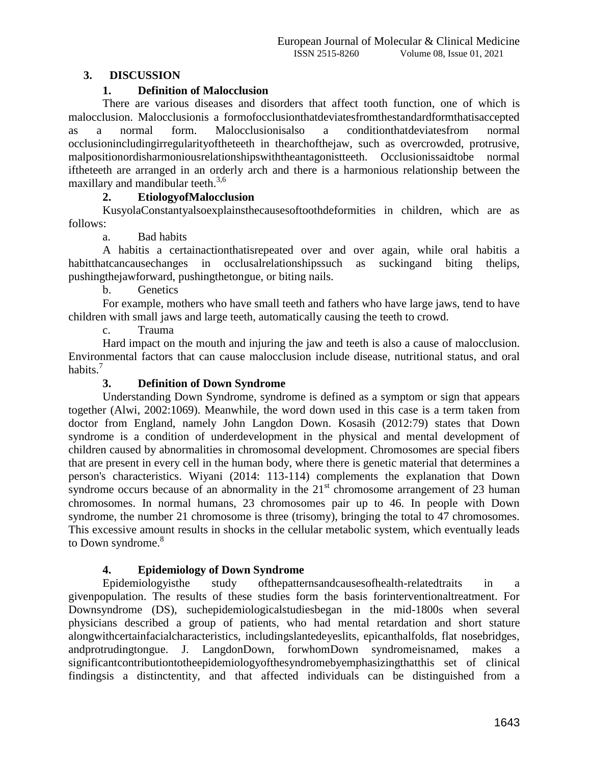## 3. DISCUSSION

### 1. Definition of Malocclusion

There are various diseases and disorders that affect tooth function, one of which is malocclusion. Malocclusionis a formofocclusionthatdeviatesfromthestandardformthatisaccepted as a normal form. Malocclusionisalso a conditionthatdeviatesfrom normal occlusionincludingirregularityoftheteeth in thearchofthejaw, such as overcrowded, protrusive, malpositionordisharmoniousrelationshipswiththeantagonistteeth. Occlusionissaidtobe normal iftheteeth are arranged in an orderly arch and there is a harmonious relationship between the maxillary and mandibular teeth.[3,6]

### 2. EtiologyofMalocclusion

KusyolaConstantyalsoexplainsthecausesoftoothdeformities in children, which are as follows:

a. Bad habits

A habitis a certainactionthatisrepeated over and over again, while oral habitis a habitthatcancausechanges in occlusalrelationshipssuch as suckingand biting thelips, pushingthejawforward, pushingthetongue, or biting nails.

b. Genetics

For example, mothers who have small teeth and fathers who have large jaws, tend to have children with small jaws and large teeth, automatically causing the teeth to crowd.

c. Trauma

Hard impact on the mouth and injuring the jaw and teeth is also a cause of malocclusion. Environmental factors that can cause malocclusion include disease, nutritional status, and oral habits.[7]

### 3. Definition of Down Syndrome

Understanding Down Syndrome, syndrome is defined as a symptom or sign that appears together (Alwi, 2002:1069). Meanwhile, the word down used in this case is a term taken from doctor from England, namely John Langdon Down. Kosasih (2012:79) states that Down syndrome is a condition of underdevelopment in the physical and mental development of children caused by abnormalities in chromosomal development. Chromosomes are special fibers that are present in every cell in the human body, where there is genetic material that determines a person's characteristics. Wiyani (2014: 113-114) complements the explanation that Down syndrome occurs because of an abnormality in the $21^{st}$ chromosome arrangement of 23 human chromosomes. In normal humans, 23 chromosomes pair up to 46. In people with Down syndrome, the number 21 chromosome is three (trisomy), bringing the total to 47 chromosomes. This excessive amount results in shocks in the cellular metabolic system, which eventually leads to Down syndrome.[8]

### 4. Epidemiology of Down Syndrome

Epidemiologyisthe study ofthepatternsandcausesofhealth-relatedtraits in a givenpopulation. The results of these studies form the basis forinterventionaltreatment. For Downsyndrome (DS), suchepidemiologicalstudiesbegan in the mid-1800s when several physicians described a group of patients, who had mental retardation and short stature alongwithcertainfacialcharacteristics, includingslantedeyeslits, epicanthalfolds, flat nosebridges, andprotrudingtongue. J. LangdonDown, forwhomDown syndromeisnamed, makes a significantcontributiontotheepidemiologyofthesyndromebyemphasizingthatthis set of clinical findingsis a distinctentity, and that affected individuals can be distinguished from a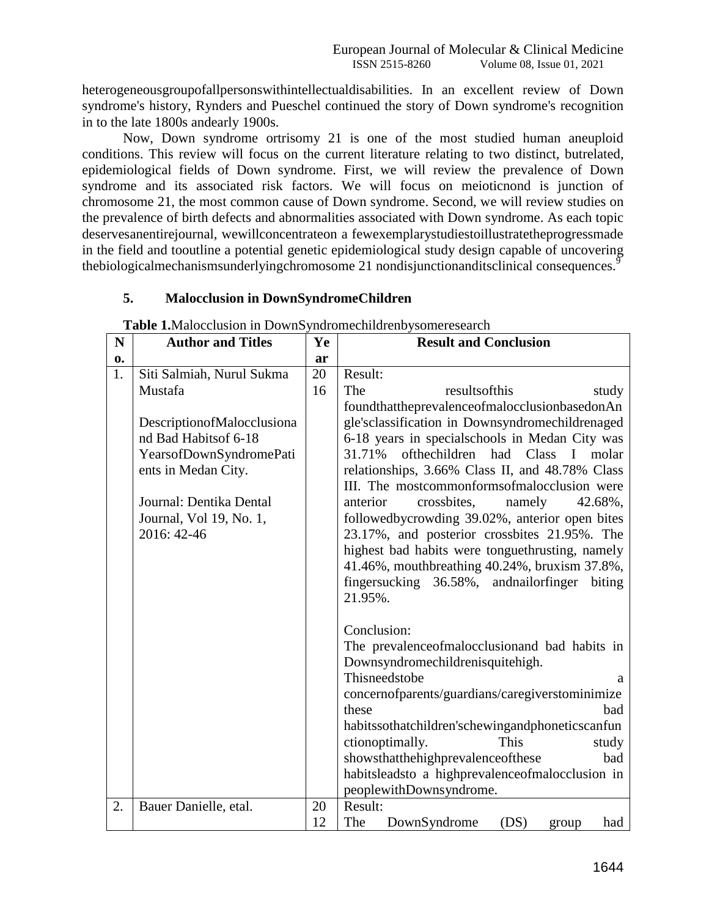heterogeneousgroupofallpersonswithintellectualdisabilities. In an excellent review of Down syndrome's history, Rynders and Pueschel continued the story of Down syndrome's recognition in to the late 1800s andearly 1900s.

Now, Down syndrome ortrisomy 21 is one of the most studied human aneuploid conditions. This review will focus on the current literature relating to two distinct, butrelated, epidemiological fields of Down syndrome. First, we will review the prevalence of Down syndrome and its associated risk factors. We will focus on meioticnond is junction of chromosome 21, the most common cause of Down syndrome. Second, we will review studies on the prevalence of birth defects and abnormalities associated with Down syndrome. As each topic deservesanentirejournal, wewillconcentrateon a fewexemplarystudiestoillustratetheprogressmade in the field and tooutline a potential genetic epidemiological study design capable of uncovering thebiologicalmechanismsunderlyingchromosome 21 nondisjunctionanditsclinical consequences.[9]

## 5. Malocclusion in DownSyndromeChildren

**Table 1.**Malocclusion in DownSyndromechildrenbysomeresearch

| No. | Author and Titles | Year | Result and Conclusion |
|---|---|---|---|
| 1. | Siti Salmiah, Nurul Sukma Mustafa<br><br>DescriptionofMalocclusionand Bad Habitsof 6-18 YearsofDownSyndromePatients in Medan City.<br><br>Journal: Dentika Dental Journal, Vol 19, No. 1, 2016: 42-46 | 2016 | Result:<br>The resultsofthis study foundthattheprevalenceofmalocclusionbasedonAngle'sclassification in Downsyndromechildrenaged 6-18 years in specialschools in Medan City was 31.71% ofthechildren had Class I molar relationships, 3.66% Class II, and 48.78% Class III. The mostcommonformsofmalocclusion were anterior crossbites, namely 42.68%, followedbycrowding 39.02%, anterior open bites 23.17%, and posterior crossbites 21.95%. The highest bad habits were tonguethrusting, namely 41.46%, mouthbreathing 40.24%, bruxism 37.8%, fingersucking 36.58%, andnailorfinger biting 21.95%.<br><br>Conclusion:<br>The prevalenceofmalocclusionand bad habits in Downsyndromechildrenisquitehigh. Thisneedstobe a concernofparents/guardians/caregiverstominimize these bad habitssothatchildren'schewingandphoneticscanfunctionoptimally. This study showsthatthehighprevalenceofthese bad habitsleadsto a highprevalenceofmalocclusion in peoplewithDownsyndrome. |
| 2. | Bauer Danielle, etal. | 2012 | Result:<br>The DownSyndrome (DS) group had |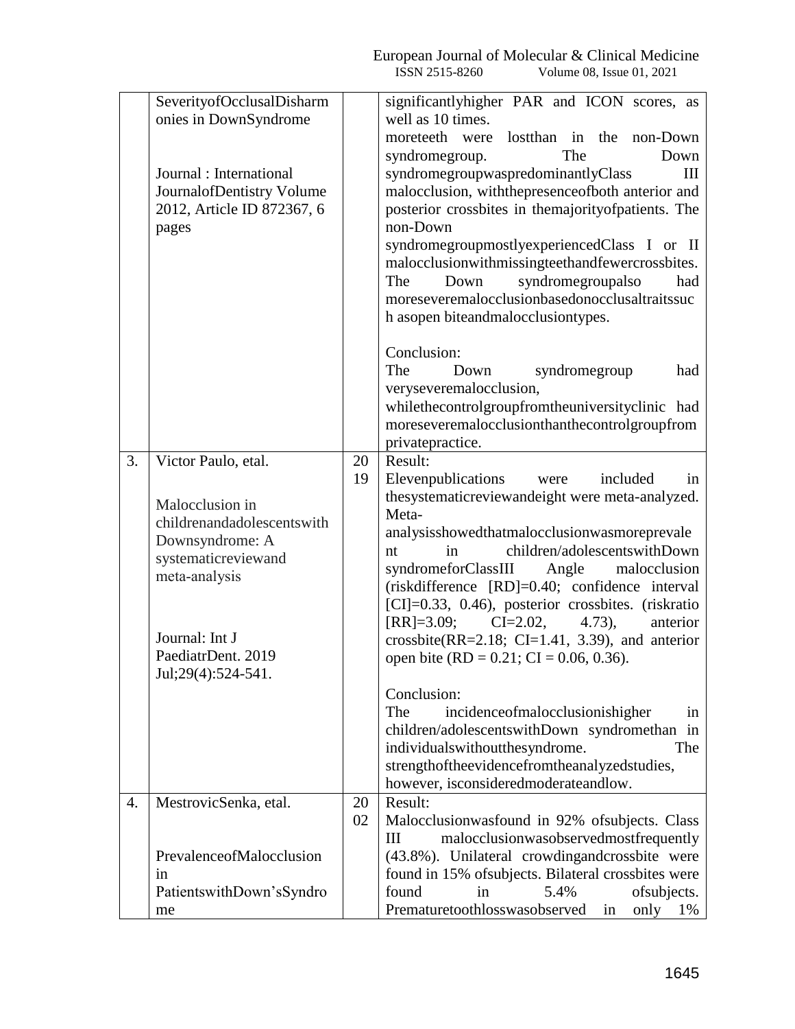| | | | |
|---|---|---|---|
| | SeverityofOcclusalDisharmonies in DownSyndrome<br><br>Journal : International JournalofDentistry Volume 2012, Article ID 872367, 6 pages | | significantlyhigher PAR and ICON scores, as well as 10 times. moreteeth were lostthan in the non-Down syndromegroup. The Down syndromegroupwaspredominantlyClass III malocclusion, withthepresenceofboth anterior and posterior crossbites in themajorityofpatients. The non-Down syndromegroupmostlyexperiencedClass I or II malocclusionwithmissingteethandfewercrossbites. The Down syndromegroupalso had moreseveremalocclusionbasedonocclusaltraitssuch asopen biteandmalocclusiontypes.<br><br>Conclusion:<br>The Down syndromegroup had veryseveremalocclusion, whilethecontrolgroupfromtheuniversityclinic had moreseveremalocclusionthanthecontrolgroupfromprivatepractice. |
| 3. | Victor Paulo, etal.<br><br>Malocclusion in childrenandadolescentswith Downsyndrome: A systematicreviewand meta-analysis<br><br>Journal: Int J PaediatrDent. 2019 Jul;29(4):524-541. | 2019 | Result:<br>Elevenpublications were included in thesystematicreviewandeight were meta-analyzed. Meta-analysisshowedthatmalocclusionwasmoreprevalent in children/adolescentswithDown syndromeforClassIII Angle malocclusion (riskdifference [RD]=0.40; confidence interval [CI]=0.33, 0.46), posterior crossbites. (riskratio [RR]=3.09; CI=2.02, 4.73), anterior crossbite(RR=2.18; CI=1.41, 3.39), and anterior open bite (RD = 0.21; CI = 0.06, 0.36).<br><br>Conclusion:<br>The incidenceofmalocclusionishigher in children/adolescentswithDown syndromethan in individualswithoutthesyndrome. The strengthoftheevidencefromtheanalyzedstudies, however, isconsideredmoderateandlow. |
| 4. | MestrovicSenka, etal.<br><br>PrevalenceofMalocclusion in PatientswithDown'sSyndrome | 2002 | Result:<br>Malocclusionwasfound in 92% ofsubjects. Class III malocclusionwasobservedmostfrequently (43.8%). Unilateral crowdingandcrossbite were found in 15% ofsubjects. Bilateral crossbites were found in 5.4% ofsubjects. Prematuretoothlosswasobserved in only 1% |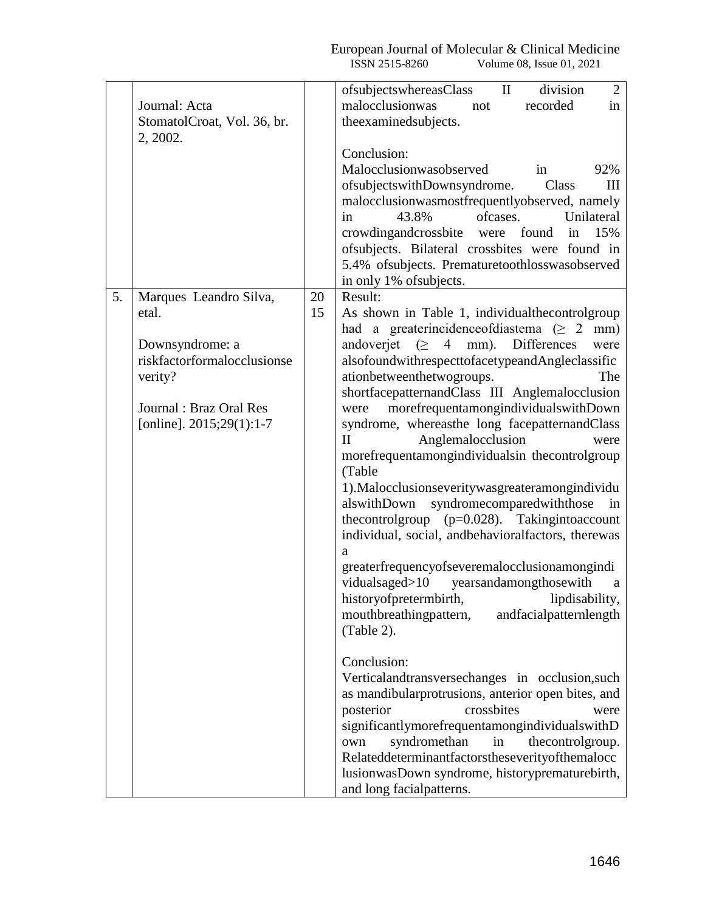|  |  |  |  |
|---|---|---|---|
|  | Journal: Acta StomatolCroat, Vol. 36, br. 2, 2002. |  | ofsubjectswhereasClass II division 2 malocclusionwas not recorded in theexaminedsubjects.<br><br>Conclusion:<br>Malocclusionwasobserved in 92% ofsubjectswithDownsyndrome. Class III malocclusionwasmostfrequentlyobserved, namely in 43.8% ofcases. Unilateral crowdingandcrossbite were found in 15% ofsubjects. Bilateral crossbites were found in 5.4% ofsubjects. Prematuretoothlosswasobserved in only 1% ofsubjects. |
| 5. | Marques Leandro Silva, etal.<br><br>Downsyndrome: a riskfactorformalocclusionseverity?<br><br>Journal : Braz Oral Res [online]. 2015;29(1):1-7 | 2015 | Result:<br>As shown in Table 1, individualthecontrolgroup had a greaterincidenceofdiastema (≥ 2 mm) andoverjet (≥ 4 mm). Differences were alsofoundwithrespecttofacetypeandAngleclassificationbetweenthetwogroups. The shortfacepatternandClass III Anglemalocclusion were morefrequentamongindividualswithDown syndrome, whereasthe long facepatternandClass II Anglemalocclusion were morefrequentamongindividualsin thecontrolgroup (Table 1).Malocclusionseveritywasgreateramongindividualswith Down syndromecomparedwiththose in thecontrolgroup (p=0.028). Takingintoaccount individual, social, andbehavioralfactors, therewas a greaterfrequencyofseveremalocclusionamongindividualsaged>10 yearsandamongthosewith a historyofpretermbirth, lipdisability, mouthbreathingpattern, andfacialpatternlength (Table 2).<br><br>Conclusion:<br>Verticalandtransversechanges in occlusion,such as mandibularprotrusions, anterior open bites, and posterior crossbites were significantlymorefrequentamongindividualswithDown syndromethan in thecontrolgroup. Relateddeterminantfactorstheseverityofthemalocclusionwas Down syndrome, historyprematurebirth, and long facialpatterns. |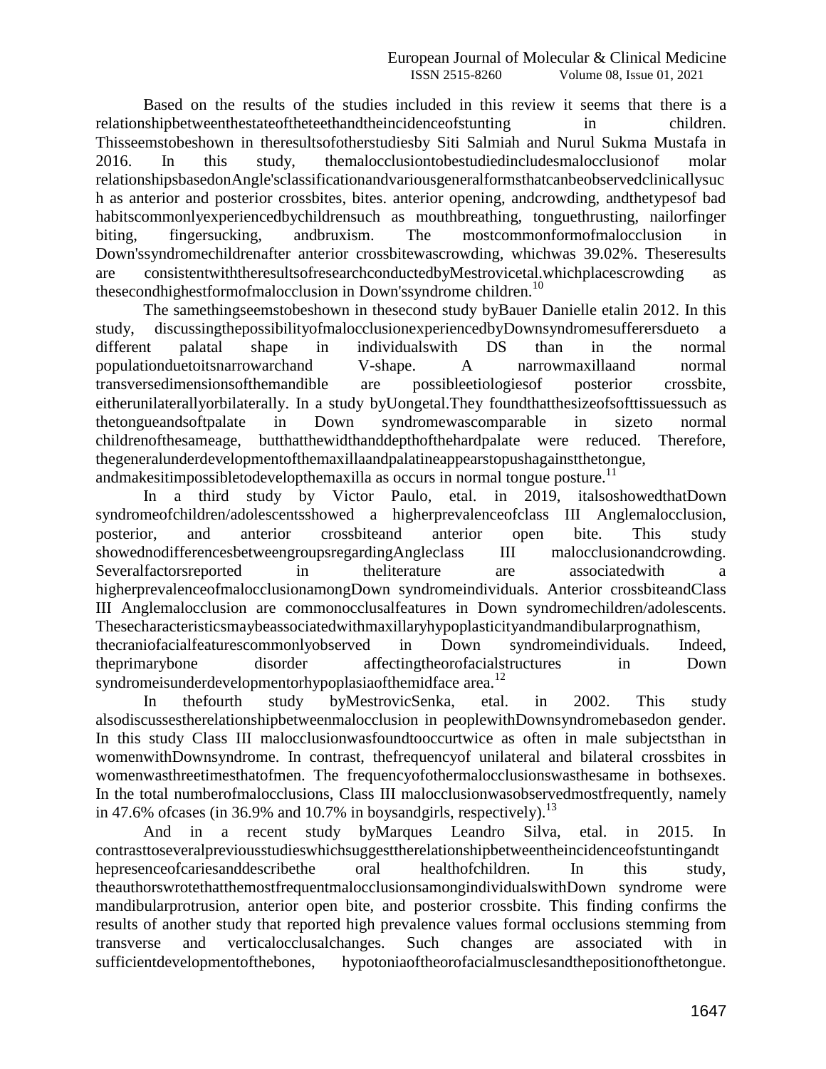Based on the results of the studies included in this review it seems that there is a relationshipbetweenthestateoftheteethandtheincidenceofstunting in children. Thisseemstobeshown in theresultsofotherstudiesby Siti Salmiah and Nurul Sukma Mustafa in 2016. In this study, themalocclusiontobestudiedincludesmalocclusionof molar relationshipsbasedonAngle'sclassificationandvariousgeneralformsthatcanbeobservedclinicallysuch as anterior and posterior crossbites, bites. anterior opening, andcrowding, andthetypesof bad habitscommonlyexperiencedbychildrensuch as mouthbreathing, tonguethrusting, nailorfinger biting, fingersucking, andbruxism. The mostcommonformofmalocclusion in Down'ssyndromechildrenafter anterior crossbitewascrowding, whichwas 39.02%. Theseresults are consistentwiththeresultsofresearchconductedbyMestrovicetal.whichplacescrowding as thesecondhighestformofmalocclusion in Down'ssyndrome children.[10]

The samethingseemstobeshown in thesecond study byBauer Danielle etalin 2012. In this study, discussingthepossibilityofmalocclusionexperiencedbyDownsyndromesufferersdueto a different palatal shape in individualswith DS than in the normal populationduetoitsnarrowarchand V-shape. A narrowmaxillaand normal transversedimensionsofthemandible are possibleetiologiesof posterior crossbite, eitherunilaterallyorbilaterally. In a study byUongetal.They foundthatthesizeofsofttissuessuch as thetongueandsoftpalate in Down syndromewascomparable in sizeto normal childrenofthesameage, butthatthewidthanddepthofthehardpalate were reduced. Therefore, thegeneralunderdevelopmentofthemaxillaandpalatineappearstopushagainstthetongue, andmakesitimpossibletodevelopthemaxilla as occurs in normal tongue posture.[11]

In a third study by Victor Paulo, etal. in 2019, italsoshowedthatDown syndromeofchildren/adolescentsshowed a higherprevalenceofclass III Anglemalocclusion, posterior, and anterior crossbiteand anterior open bite. This study showednodifferencesbetweengroupsregardingAngleclass III malocclusionandcrowding. Severalfactorsreported in theliterature are associatedwith a higherprevalenceofmalocclusionamongDown syndromeindividuals. Anterior crossbiteandClass III Anglemalocclusion are commonocclusalfeatures in Down syndromechildren/adolescents. Thesecharacteristicsmaybeassociatedwithmaxillaryhypoplasticityandmandibularprognathism, thecraniofacialfeaturescommonlyobserved in Down syndromeindividuals. Indeed, theprimarybone disorder affectingtheorofacialstructures in Down syndromeisunderdevelopmentorhypoplasiaofthemidface area.[12]

In thefourth study byMestrovicSenka, etal. in 2002. This study alsodiscussestherelationshipbetweenmalocclusion in peoplewithDownsyndromebasedon gender. In this study Class III malocclusionwasfoundtooccurtwice as often in male subjectsthan in womenwithDownsyndrome. In contrast, thefrequencyof unilateral and bilateral crossbites in womenwasthreetimesthatofmen. The frequencyofothermalocclusionswasthesame in bothsexes. In the total numberofmalocclusions, Class III malocclusionwasobservedmostfrequently, namely in 47.6% ofcases (in 36.9% and 10.7% in boysandgirls, respectively).[13]

And in a recent study byMarques Leandro Silva, etal. in 2015. In contrasttoseveralpreviousstudieswhichsuggesttherelationshipbetweentheincidenceofstuntingandthepresenceofcariesanddescribethe oral healthofchildren. In this study, theauthorswrotethatthemostfrequentmalocclusionsamongindividualswithDown syndrome were mandibularprotrusion, anterior open bite, and posterior crossbite. This finding confirms the results of another study that reported high prevalence values formal occlusions stemming from transverse and verticalocclusalchanges. Such changes are associated with in sufficientdevelopmentofthebones, hypotoniaoftheorofacialmusclesandthepositionofthetongue.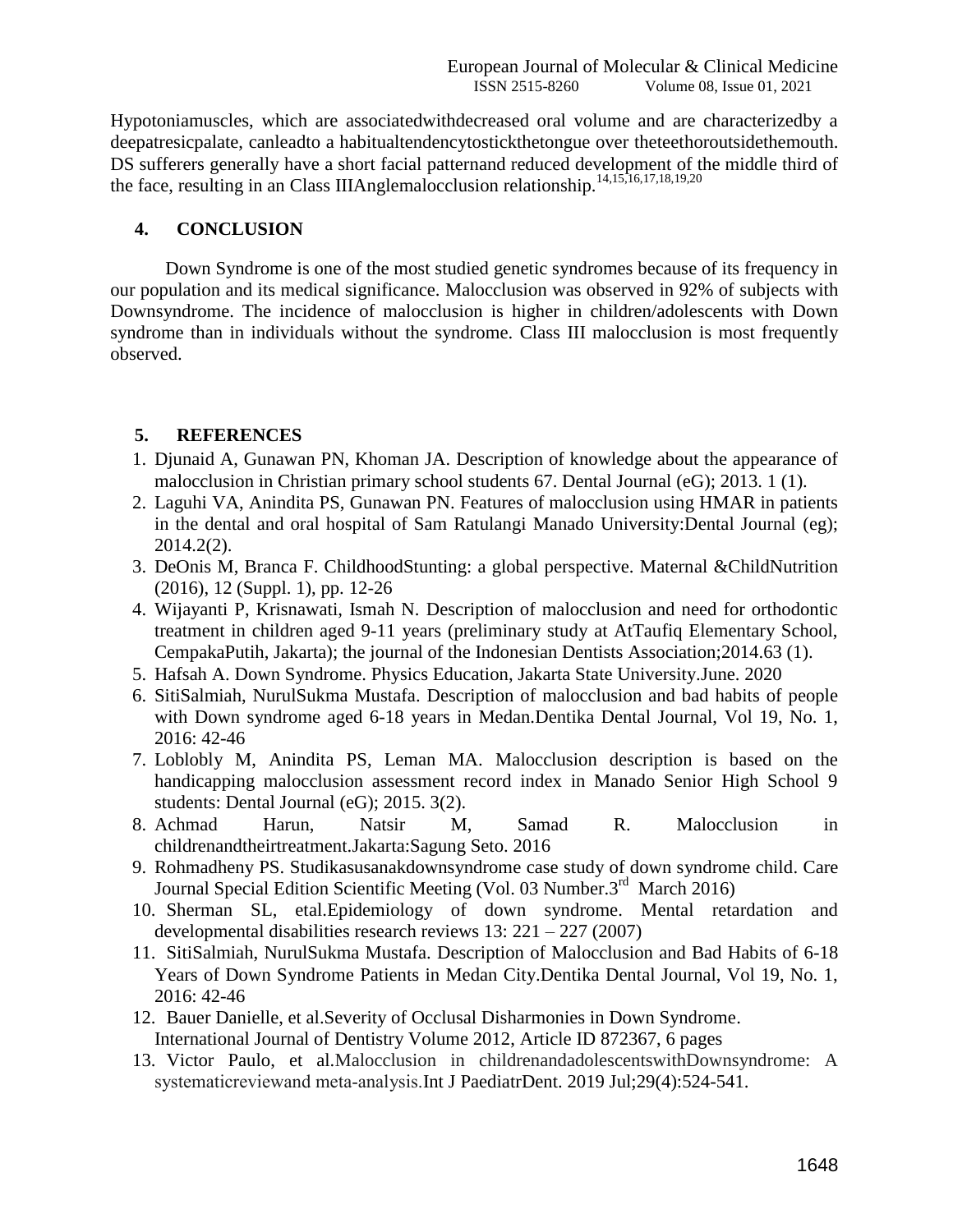Hypotoniamuscles, which are associatedwithdecreased oral volume and are characterizedby a deepatresicpalate, canleadto a habitualtendencytostickthetongue over theteethoroutsidethemouth. DS sufferers generally have a short facial patternand reduced development of the middle third of the face, resulting in an Class IIIAnglemalocclusion relationship.[14,15,16,17,18,19,20]

## 4. CONCLUSION

Down Syndrome is one of the most studied genetic syndromes because of its frequency in our population and its medical significance. Malocclusion was observed in 92% of subjects with Downsyndrome. The incidence of malocclusion is higher in children/adolescents with Down syndrome than in individuals without the syndrome. Class III malocclusion is most frequently observed.

## 5. REFERENCES

1. Djunaid A, Gunawan PN, Khoman JA. Description of knowledge about the appearance of malocclusion in Christian primary school students 67. Dental Journal (eG); 2013. 1 (1).
2. Laguhi VA, Anindita PS, Gunawan PN. Features of malocclusion using HMAR in patients in the dental and oral hospital of Sam Ratulangi Manado University:Dental Journal (eg); 2014.2(2).
3. DeOnis M, Branca F. ChildhoodStunting: a global perspective. Maternal &ChildNutrition (2016), 12 (Suppl. 1), pp. 12-26
4. Wijayanti P, Krisnawati, Ismah N. Description of malocclusion and need for orthodontic treatment in children aged 9-11 years (preliminary study at AtTaufiq Elementary School, CempakaPutih, Jakarta); the journal of the Indonesian Dentists Association;2014.63 (1).
5. Hafsah A. Down Syndrome. Physics Education, Jakarta State University.June. 2020
6. SitiSalmiah, NurulSukma Mustafa. Description of malocclusion and bad habits of people with Down syndrome aged 6-18 years in Medan.Dentika Dental Journal, Vol 19, No. 1, 2016: 42-46
7. Loblobly M, Anindita PS, Leman MA. Malocclusion description is based on the handicapping malocclusion assessment record index in Manado Senior High School 9 students: Dental Journal (eG); 2015. 3(2).
8. Achmad Harun, Natsir M, Samad R. Malocclusion in childrenandtheirtreatment.Jakarta:Sagung Seto. 2016
9. Rohmadheny PS. Studikasusanakdownsyndrome case study of down syndrome child. Care Journal Special Edition Scientific Meeting (Vol. 03 Number.3rd March 2016)
10. Sherman SL, etal.Epidemiology of down syndrome. Mental retardation and developmental disabilities research reviews 13: 221 – 227 (2007)
11. SitiSalmiah, NurulSukma Mustafa. Description of Malocclusion and Bad Habits of 6-18 Years of Down Syndrome Patients in Medan City.Dentika Dental Journal, Vol 19, No. 1, 2016: 42-46
12. Bauer Danielle, et al.Severity of Occlusal Disharmonies in Down Syndrome. International Journal of Dentistry Volume 2012, Article ID 872367, 6 pages
13. Victor Paulo, et al.Malocclusion in childrenandadolescentswithDownsyndrome: A systematicreviewand meta-analysis.Int J PaediatrDent. 2019 Jul;29(4):524-541.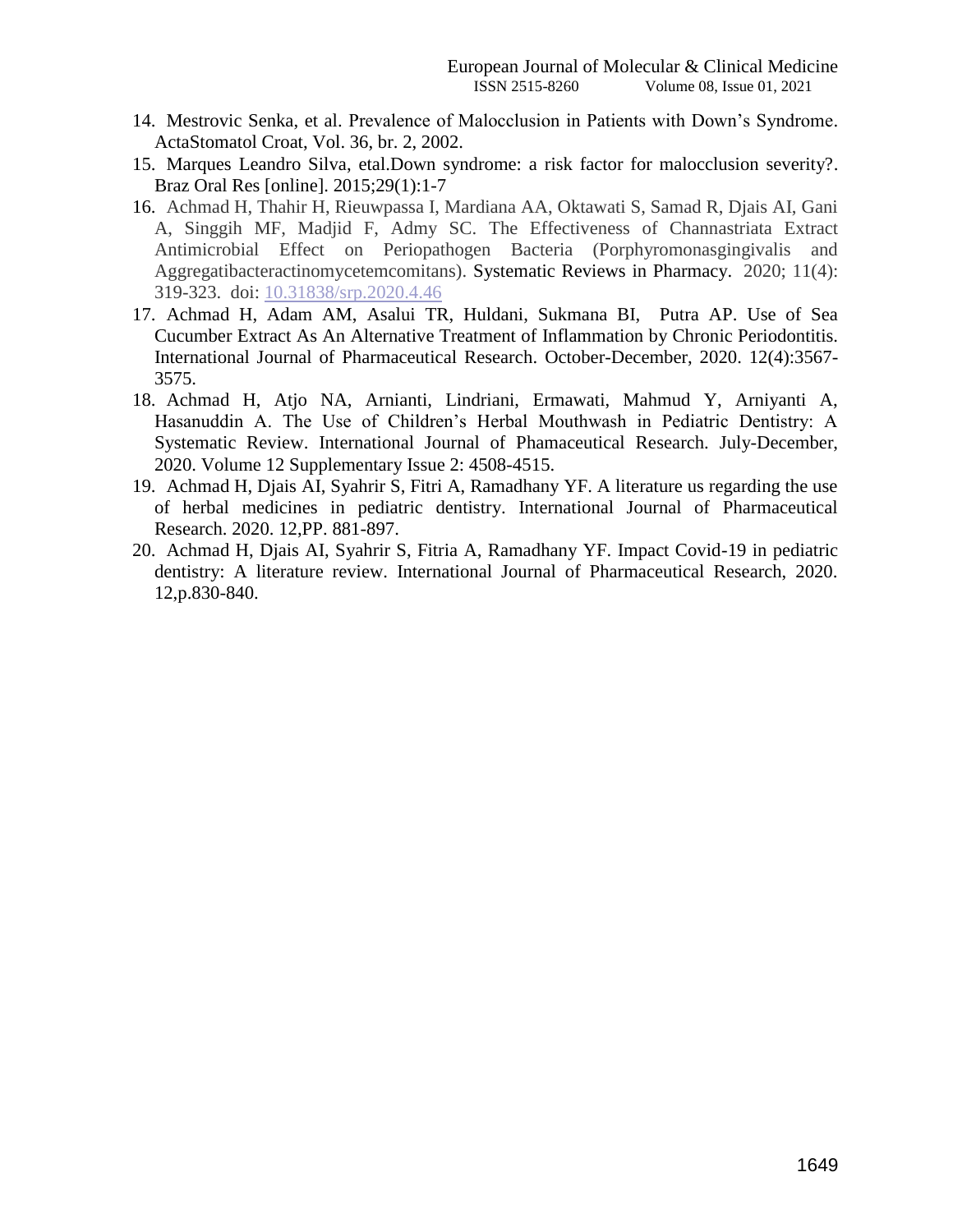14. Mestrovic Senka, et al. Prevalence of Malocclusion in Patients with Down's Syndrome. ActaStomatol Croat, Vol. 36, br. 2, 2002.
15. Marques Leandro Silva, etal.Down syndrome: a risk factor for malocclusion severity?. Braz Oral Res [online]. 2015;29(1):1-7
16. Achmad H, Thahir H, Rieuwpassa I, Mardiana AA, Oktawati S, Samad R, Djais AI, Gani A, Singgih MF, Madjid F, Admy SC. The Effectiveness of Channastriata Extract Antimicrobial Effect on Periopathogen Bacteria (Porphyromonasgingivalis and Aggregatibacteractinomycetemcomitans). Systematic Reviews in Pharmacy. 2020; 11(4): 319-323. doi: 10.31838/srp.2020.4.46
17. Achmad H, Adam AM, Asalui TR, Huldani, Sukmana BI, Putra AP. Use of Sea Cucumber Extract As An Alternative Treatment of Inflammation by Chronic Periodontitis. International Journal of Pharmaceutical Research. October-December, 2020. 12(4):3567-3575.
18. Achmad H, Atjo NA, Arnianti, Lindriani, Ermawati, Mahmud Y, Arniyanti A, Hasanuddin A. The Use of Children's Herbal Mouthwash in Pediatric Dentistry: A Systematic Review. International Journal of Phamaceutical Research. July-December, 2020. Volume 12 Supplementary Issue 2: 4508-4515.
19. Achmad H, Djais AI, Syahrir S, Fitri A, Ramadhany YF. A literature us regarding the use of herbal medicines in pediatric dentistry. International Journal of Pharmaceutical Research. 2020. 12,PP. 881-897.
20. Achmad H, Djais AI, Syahrir S, Fitria A, Ramadhany YF. Impact Covid-19 in pediatric dentistry: A literature review. International Journal of Pharmaceutical Research, 2020. 12,p.830-840.